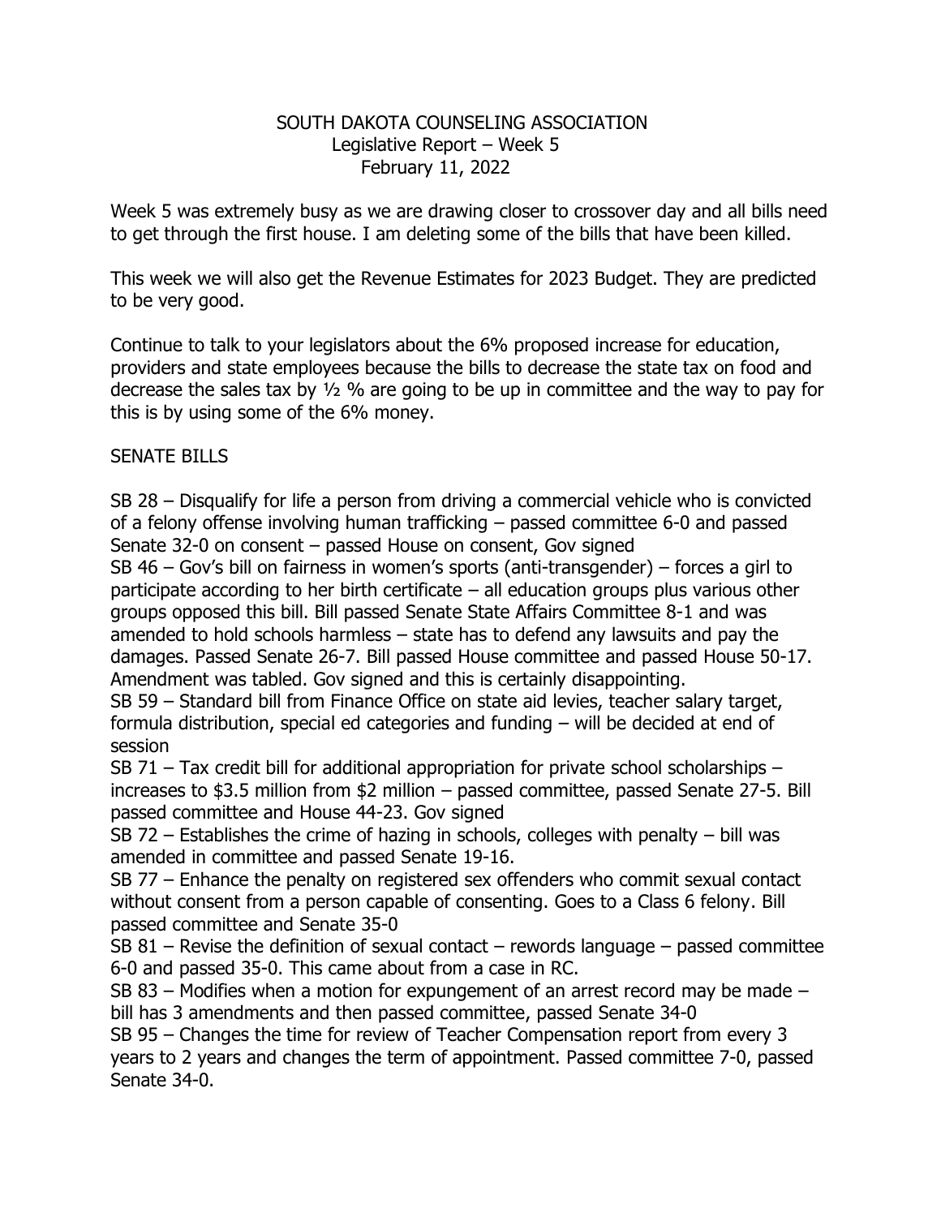# SOUTH DAKOTA COUNSELING ASSOCIATION

## Legislative Report – Week 5

### February 11, 2022

Week 5 was extremely busy as we are drawing closer to crossover day and all bills need to get through the first house. I am deleting some of the bills that have been killed.

This week we will also get the Revenue Estimates for 2023 Budget. They are predicted to be very good.

Continue to talk to your legislators about the 6% proposed increase for education, providers and state employees because the bills to decrease the state tax on food and decrease the sales tax by ½ % are going to be up in committee and the way to pay for this is by using some of the 6% money.

SENATE BILLS

SB 28 – Disqualify for life a person from driving a commercial vehicle who is convicted of a felony offense involving human trafficking – passed committee 6-0 and passed Senate 32-0 on consent – passed House on consent, Gov signed

SB 46 – Gov's bill on fairness in women's sports (anti-transgender) – forces a girl to participate according to her birth certificate – all education groups plus various other groups opposed this bill. Bill passed Senate State Affairs Committee 8-1 and was amended to hold schools harmless – state has to defend any lawsuits and pay the damages. Passed Senate 26-7. Bill passed House committee and passed House 50-17. Amendment was tabled. Gov signed and this is certainly disappointing.

SB 59 – Standard bill from Finance Office on state aid levies, teacher salary target, formula distribution, special ed categories and funding – will be decided at end of session

SB 71 – Tax credit bill for additional appropriation for private school scholarships – increases to $3.5 million from $2 million – passed committee, passed Senate 27-5. Bill passed committee and House 44-23. Gov signed

SB 72 – Establishes the crime of hazing in schools, colleges with penalty – bill was amended in committee and passed Senate 19-16.

SB 77 – Enhance the penalty on registered sex offenders who commit sexual contact without consent from a person capable of consenting. Goes to a Class 6 felony. Bill passed committee and Senate 35-0

SB 81 – Revise the definition of sexual contact – rewords language – passed committee 6-0 and passed 35-0. This came about from a case in RC.

SB 83 – Modifies when a motion for expungement of an arrest record may be made – bill has 3 amendments and then passed committee, passed Senate 34-0

SB 95 – Changes the time for review of Teacher Compensation report from every 3 years to 2 years and changes the term of appointment. Passed committee 7-0, passed Senate 34-0.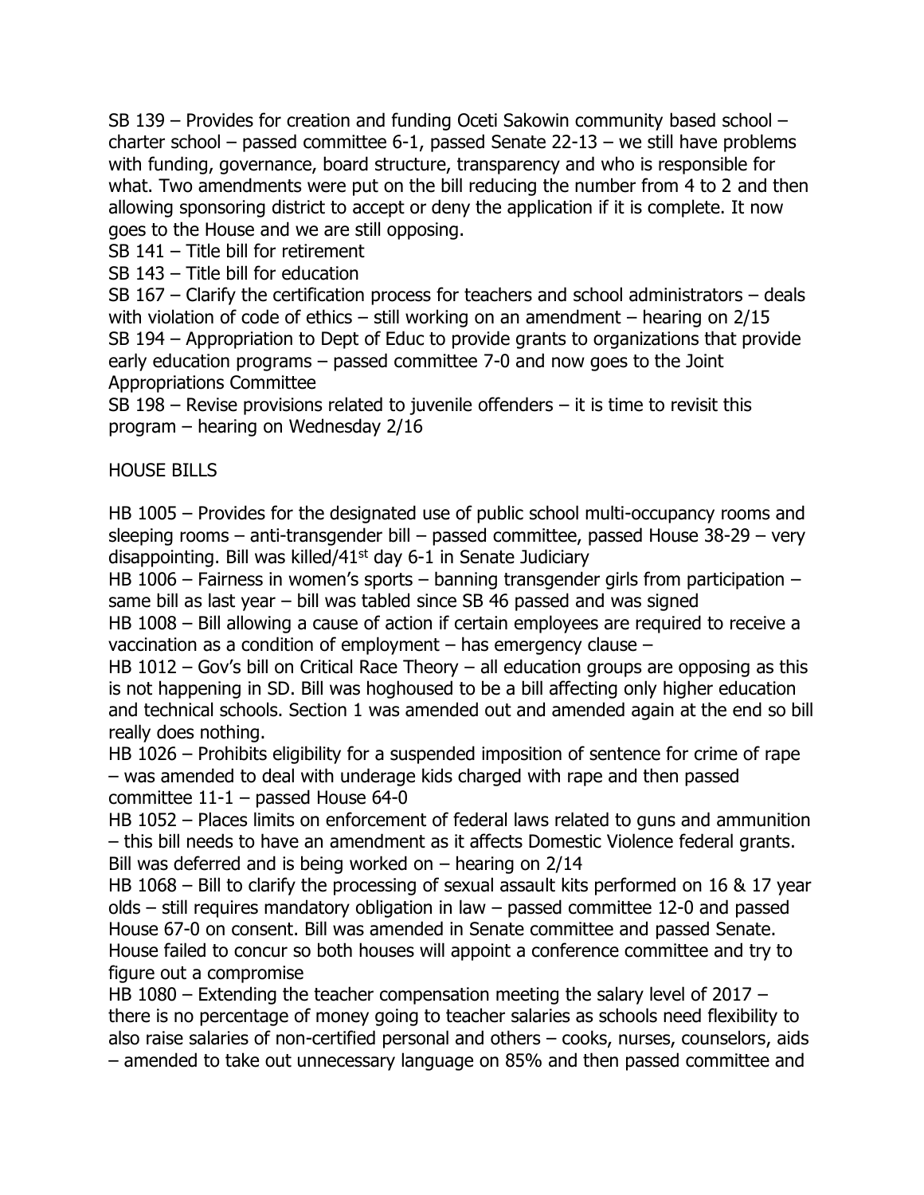SB 139 – Provides for creation and funding Oceti Sakowin community based school – charter school – passed committee 6-1, passed Senate 22-13 – we still have problems with funding, governance, board structure, transparency and who is responsible for what. Two amendments were put on the bill reducing the number from 4 to 2 and then allowing sponsoring district to accept or deny the application if it is complete. It now goes to the House and we are still opposing.

SB 141 – Title bill for retirement

SB 143 – Title bill for education

SB 167 – Clarify the certification process for teachers and school administrators – deals with violation of code of ethics – still working on an amendment – hearing on 2/15

SB 194 – Appropriation to Dept of Educ to provide grants to organizations that provide early education programs – passed committee 7-0 and now goes to the Joint Appropriations Committee

SB 198 – Revise provisions related to juvenile offenders – it is time to revisit this program – hearing on Wednesday 2/16

HOUSE BILLS

HB 1005 – Provides for the designated use of public school multi-occupancy rooms and sleeping rooms – anti-transgender bill – passed committee, passed House 38-29 – very disappointing. Bill was killed/41st day 6-1 in Senate Judiciary

HB 1006 – Fairness in women's sports – banning transgender girls from participation – same bill as last year – bill was tabled since SB 46 passed and was signed

HB 1008 – Bill allowing a cause of action if certain employees are required to receive a vaccination as a condition of employment – has emergency clause –

HB 1012 – Gov's bill on Critical Race Theory – all education groups are opposing as this is not happening in SD. Bill was hoghoused to be a bill affecting only higher education and technical schools. Section 1 was amended out and amended again at the end so bill really does nothing.

HB 1026 – Prohibits eligibility for a suspended imposition of sentence for crime of rape – was amended to deal with underage kids charged with rape and then passed committee 11-1 – passed House 64-0

HB 1052 – Places limits on enforcement of federal laws related to guns and ammunition – this bill needs to have an amendment as it affects Domestic Violence federal grants. Bill was deferred and is being worked on – hearing on 2/14

HB 1068 – Bill to clarify the processing of sexual assault kits performed on 16 & 17 year olds – still requires mandatory obligation in law – passed committee 12-0 and passed House 67-0 on consent. Bill was amended in Senate committee and passed Senate. House failed to concur so both houses will appoint a conference committee and try to figure out a compromise

HB 1080 – Extending the teacher compensation meeting the salary level of 2017 – there is no percentage of money going to teacher salaries as schools need flexibility to also raise salaries of non-certified personal and others – cooks, nurses, counselors, aids – amended to take out unnecessary language on 85% and then passed committee and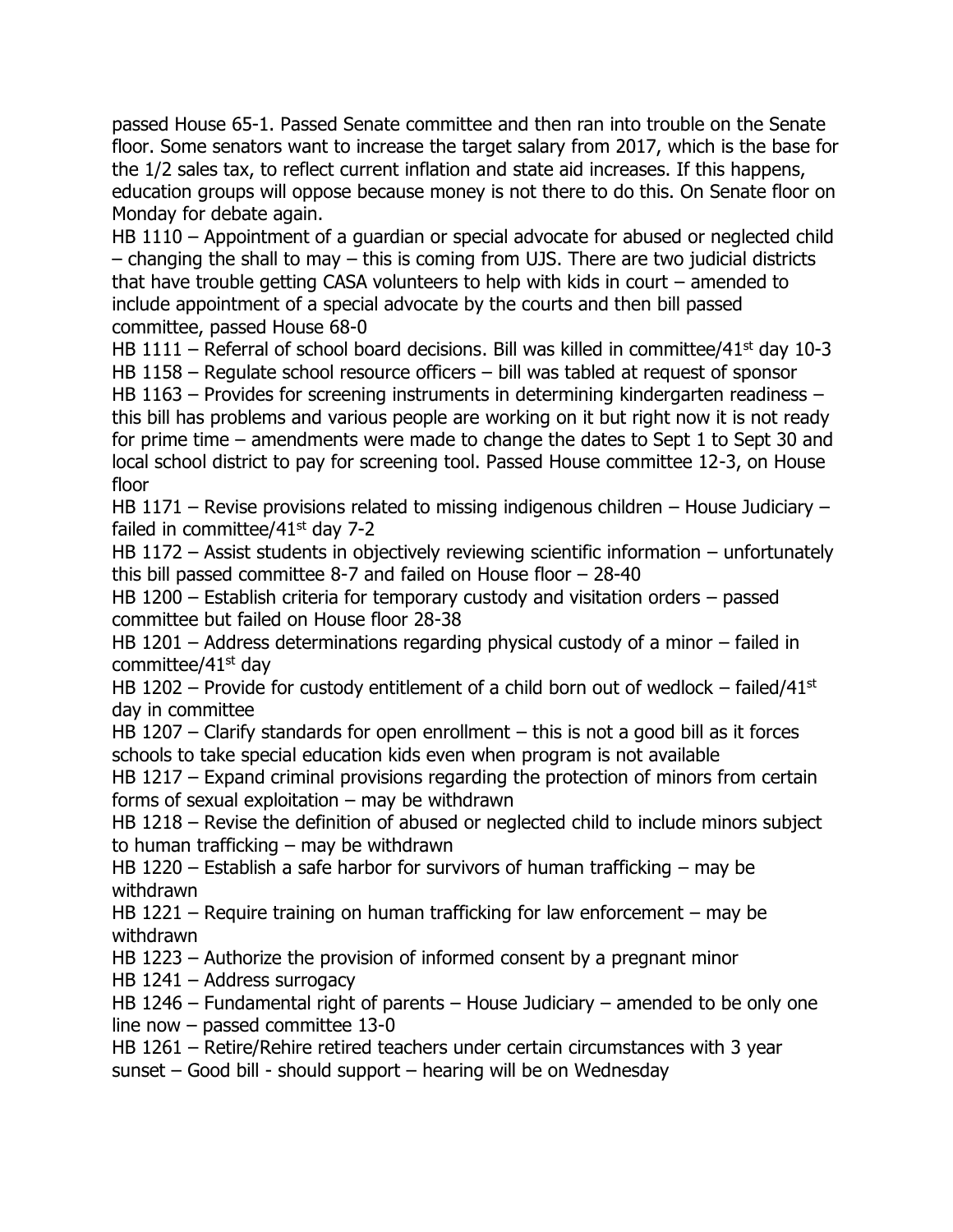passed House 65-1. Passed Senate committee and then ran into trouble on the Senate floor. Some senators want to increase the target salary from 2017, which is the base for the 1/2 sales tax, to reflect current inflation and state aid increases. If this happens, education groups will oppose because money is not there to do this. On Senate floor on Monday for debate again.

HB 1110 – Appointment of a guardian or special advocate for abused or neglected child – changing the shall to may – this is coming from UJS. There are two judicial districts that have trouble getting CASA volunteers to help with kids in court – amended to include appointment of a special advocate by the courts and then bill passed committee, passed House 68-0

HB 1111 – Referral of school board decisions. Bill was killed in committee/41st day 10-3

HB 1158 – Regulate school resource officers – bill was tabled at request of sponsor

HB 1163 – Provides for screening instruments in determining kindergarten readiness – this bill has problems and various people are working on it but right now it is not ready for prime time – amendments were made to change the dates to Sept 1 to Sept 30 and local school district to pay for screening tool. Passed House committee 12-3, on House floor

HB 1171 – Revise provisions related to missing indigenous children – House Judiciary – failed in committee/41st day 7-2

HB 1172 – Assist students in objectively reviewing scientific information – unfortunately this bill passed committee 8-7 and failed on House floor – 28-40

HB 1200 – Establish criteria for temporary custody and visitation orders – passed committee but failed on House floor 28-38

HB 1201 – Address determinations regarding physical custody of a minor – failed in committee/41st day

HB 1202 – Provide for custody entitlement of a child born out of wedlock – failed/41st day in committee

HB 1207 – Clarify standards for open enrollment – this is not a good bill as it forces schools to take special education kids even when program is not available

HB 1217 – Expand criminal provisions regarding the protection of minors from certain forms of sexual exploitation – may be withdrawn

HB 1218 – Revise the definition of abused or neglected child to include minors subject to human trafficking – may be withdrawn

HB 1220 – Establish a safe harbor for survivors of human trafficking – may be withdrawn

HB 1221 – Require training on human trafficking for law enforcement – may be withdrawn

HB 1223 – Authorize the provision of informed consent by a pregnant minor

HB 1241 – Address surrogacy

HB 1246 – Fundamental right of parents – House Judiciary – amended to be only one line now – passed committee 13-0

HB 1261 – Retire/Rehire retired teachers under certain circumstances with 3 year sunset – Good bill - should support – hearing will be on Wednesday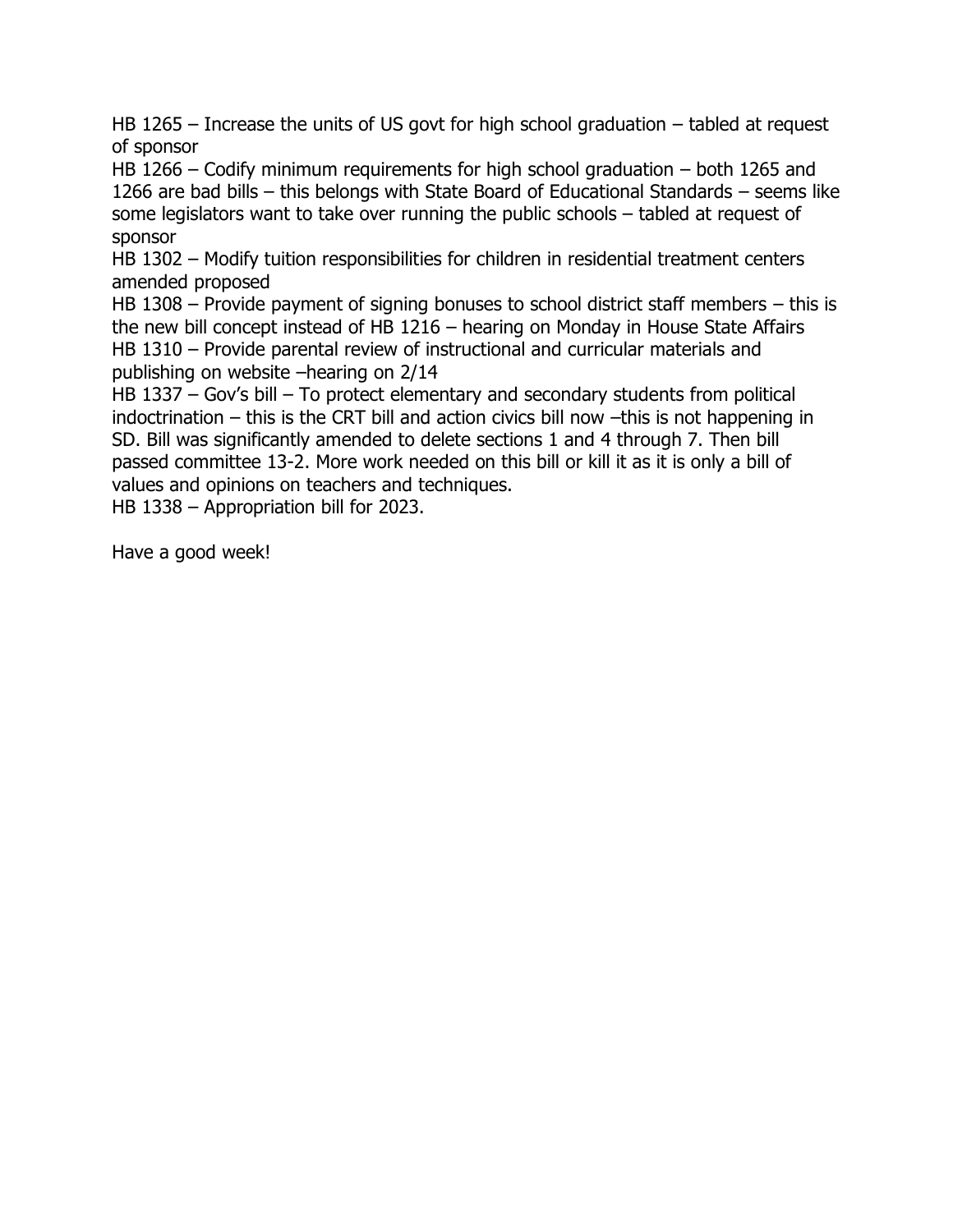HB 1265 – Increase the units of US govt for high school graduation – tabled at request of sponsor

HB 1266 – Codify minimum requirements for high school graduation – both 1265 and 1266 are bad bills – this belongs with State Board of Educational Standards – seems like some legislators want to take over running the public schools – tabled at request of sponsor

HB 1302 – Modify tuition responsibilities for children in residential treatment centers amended proposed

HB 1308 – Provide payment of signing bonuses to school district staff members – this is the new bill concept instead of HB 1216 – hearing on Monday in House State Affairs

HB 1310 – Provide parental review of instructional and curricular materials and publishing on website –hearing on 2/14

HB 1337 – Gov's bill – To protect elementary and secondary students from political indoctrination – this is the CRT bill and action civics bill now –this is not happening in SD. Bill was significantly amended to delete sections 1 and 4 through 7. Then bill passed committee 13-2. More work needed on this bill or kill it as it is only a bill of values and opinions on teachers and techniques.

HB 1338 – Appropriation bill for 2023.

Have a good week!